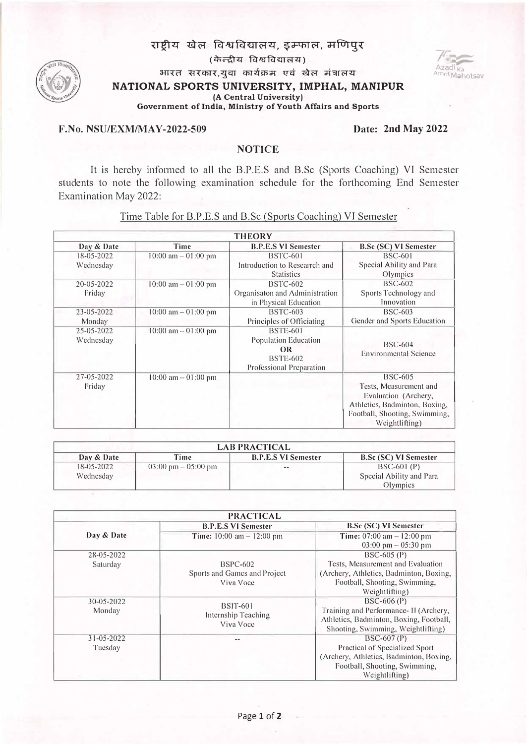# राष्ट्रीय खेल विश्वविद्यालय, इम्फाल, मणिपुर

(केन्द्रीय विश्वविद्यालय)

भारत सरकार,युवा कार्यक्रम एवं खेल मंत्रालय

# NATIONAL SPORTS UNIVERSITY, IMPHAL, MANIPUR

**(A Central University)**

**Government of India, Ministry of Youth Affairs and Sports**

**F.No. NSU/EXM/MAY-2022-509** **Date: 2nd May 2022**

## NOTICE

It is hereby informed to all the B.P.E.S and B.Sc (Sports Coaching) VI Semester students to note the following examination schedule for the forthcoming End Semester Examination May 2022:

Time Table for B.P.E.S and B.Sc (Sports Coaching) VI Semester

| THEORY | | | |
|---|---|---|---|
| **Day & Date** | **Time** | **B.P.E.S VI Semester** | **B.Sc (SC) VI Semester** |
| 18-05-2022 Wednesday | 10:00 am – 01:00 pm | BSTC-601 Introduction to Researrch and Statistics | BSC-601 Special Ability and Para Olympics |
| 20-05-2022 Friday | 10:00 am – 01:00 pm | BSTC-602 Organisaton and Administration in Physical Education | BSC-602 Sports Technology and Innovation |
| 23-05-2022 Monday | 10:00 am – 01:00 pm | BSTC-603 Principles of Officiating | BSC-603 Gender and Sports Education |
| 25-05-2022 Wednesday | 10:00 am – 01:00 pm | BSTE-601 Population Education **OR** BSTE-602 Professional Preparation | BSC-604 Environmental Science |
| 27-05-2022 Friday | 10:00 am – 01:00 pm | | BSC-605 Tests, Measurement and Evaluation (Archery, Athletics, Badminton, Boxing, Football, Shooting, Swimming, Weightlifting) |

| LAB PRACTICAL | | | |
|---|---|---|---|
| **Day & Date** | **Time** | **B.P.E.S VI Semester** | **B.Sc (SC) VI Semester** |
| 18-05-2022 Wednesday | 03:00 pm – 05:00 pm | -- | BSC-601 (P) Special Ability and Para Olympics |

| PRACTICAL | | |
|---|---|---|
| **Day & Date** | **B.P.E.S VI Semester** | **B.Sc (SC) VI Semester** |
| | **Time:** 10:00 am – 12:00 pm | **Time:** 07:00 am – 12:00 pm 03:00 pm – 05:30 pm |
| 28-05-2022 Saturday | BSPC-602 Sports and Games and Project Viva Voce | BSC-605 (P) Tests, Measurement and Evaluation (Archery, Athletics, Badminton, Boxing, Football, Shooting, Swimming, Weightlifting) |
| 30-05-2022 Monday | BSIT-601 Internship Teaching Viva Voce | BSC-606 (P) Training and Performance- II (Archery, Athletics, Badminton, Boxing, Football, Shooting, Swimming, Weightlifting) |
| 31-05-2022 Tuesday | -- | BSC-607 (P) Practical of Specialized Sport (Archery, Athletics, Badminton, Boxing, Football, Shooting, Swimming, Weightlifting) |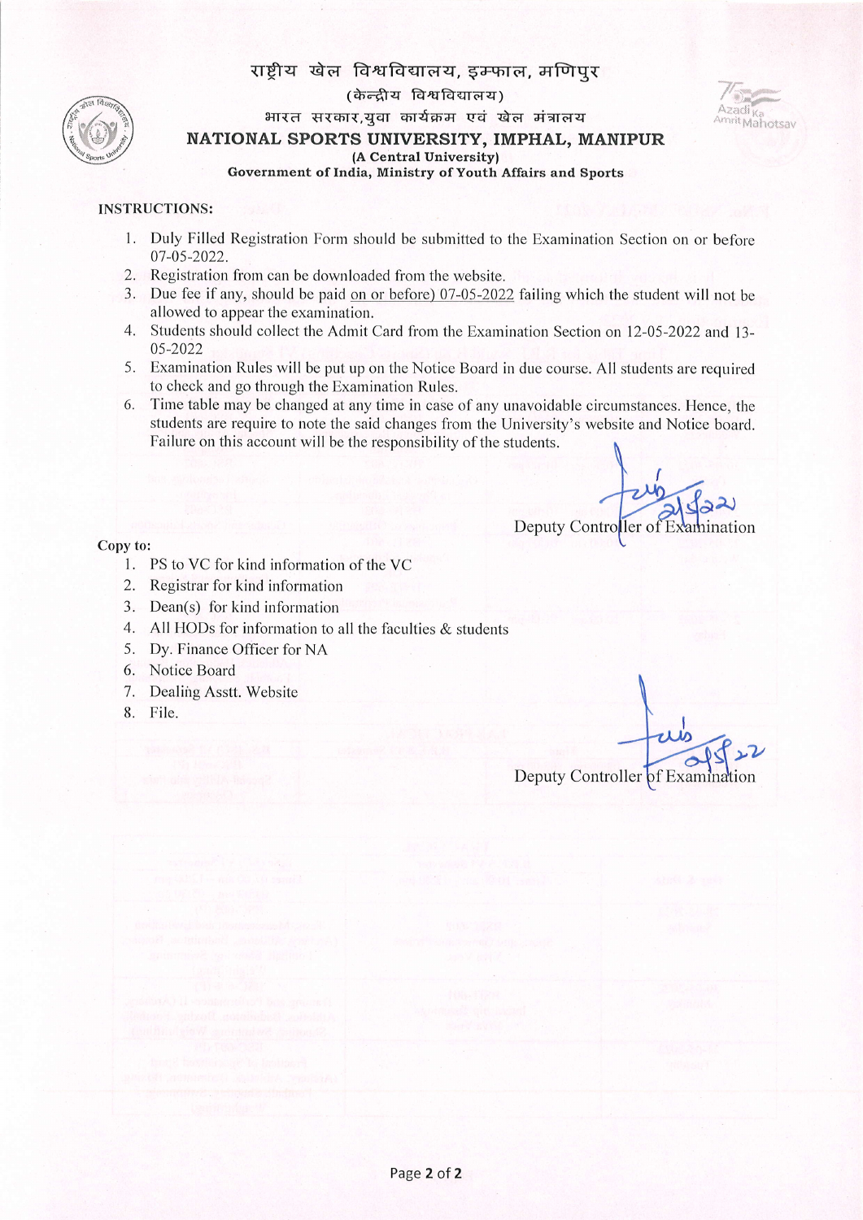राष्ट्रीय खेल विश्वविद्यालय, इम्फाल, मणिपुर

(केन्द्रीय विश्वविद्यालय)

भारत सरकार,युवा कार्यक्रम एवं खेल मंत्रालय

# NATIONAL SPORTS UNIVERSITY, IMPHAL, MANIPUR

**(A Central University)**

**Government of India, Ministry of Youth Affairs and Sports**

**INSTRUCTIONS:**

1. Duly Filled Registration Form should be submitted to the Examination Section on or before 07-05-2022.
2. Registration from can be downloaded from the website.
3. Due fee if any, should be paid on or before) 07-05-2022 failing which the student will not be allowed to appear the examination.
4. Students should collect the Admit Card from the Examination Section on 12-05-2022 and 13-05-2022
5. Examination Rules will be put up on the Notice Board in due course. All students are required to check and go through the Examination Rules.
6. Time table may be changed at any time in case of any unavoidable circumstances. Hence, the students are require to note the said changes from the University's website and Notice board. Failure on this account will be the responsibility of the students.

2/5/22

Deputy Controller of Examination

**Copy to:**

1. PS to VC for kind information of the VC
2. Registrar for kind information
3. Dean(s) for kind information
4. All HODs for information to all the faculties & students
5. Dy. Finance Officer for NA
6. Notice Board
7. Dealing Asstt. Website
8. File.

2/5/22

Deputy Controller of Examination